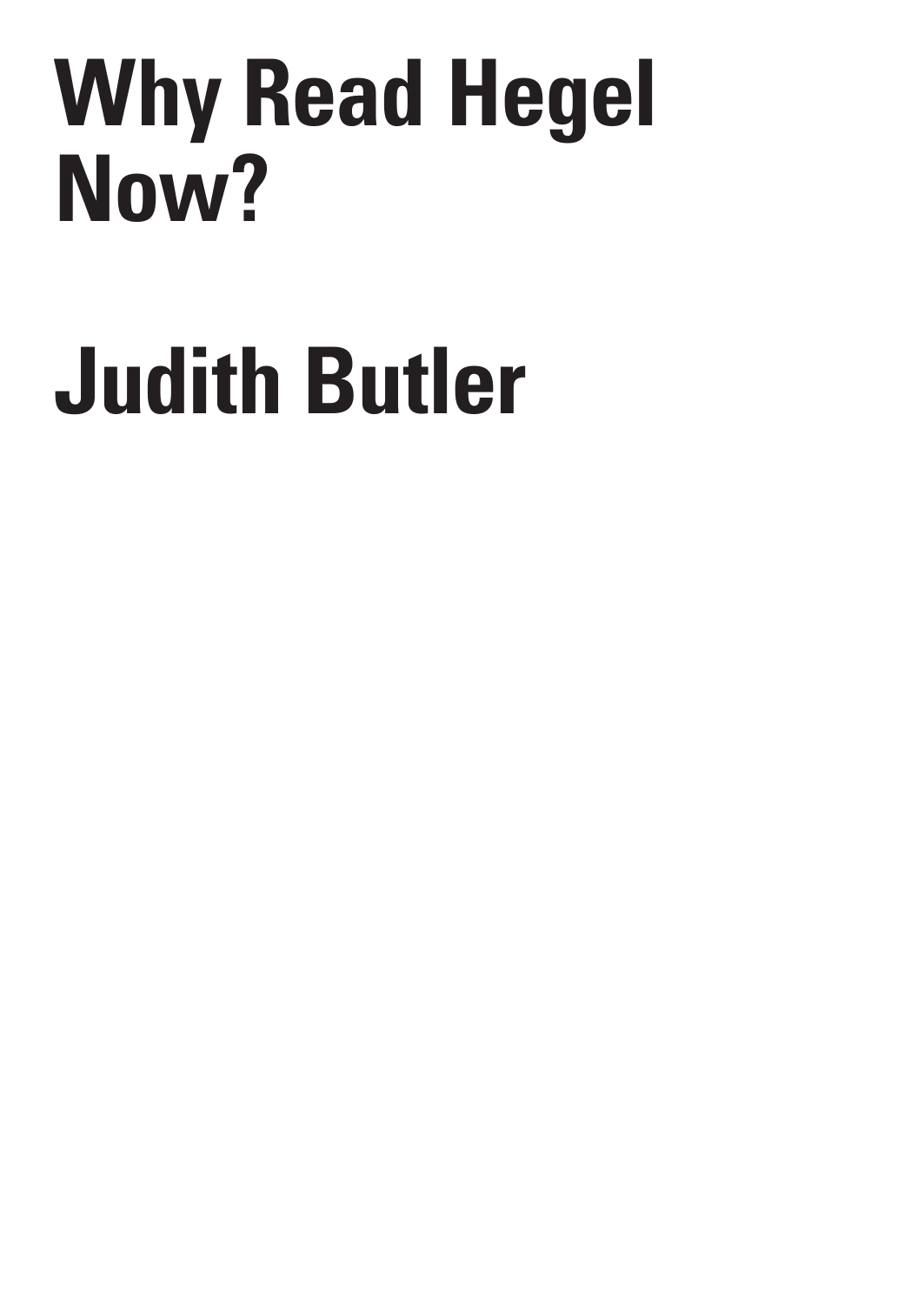# Why Read Hegel Now?

## Judith Butler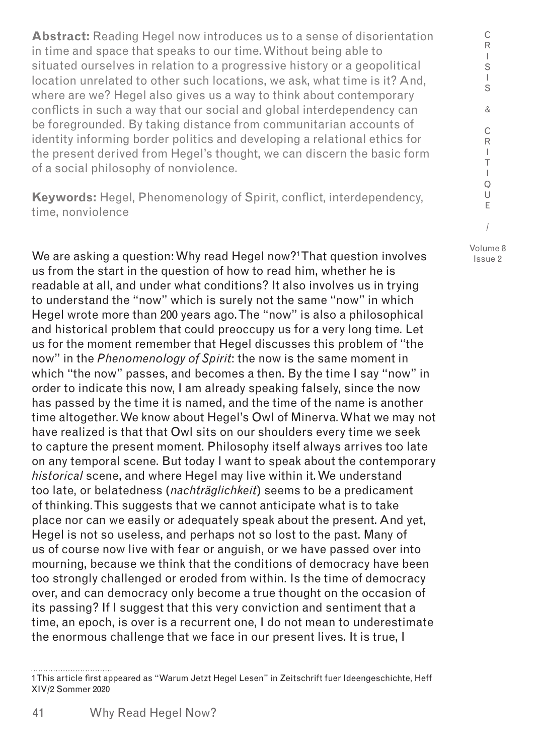**Abstract:** Reading Hegel now introduces us to a sense of disorientation in time and space that speaks to our time. Without being able to situated ourselves in relation to a progressive history or a geopolitical location unrelated to other such locations, we ask, what time is it? And, where are we? Hegel also gives us a way to think about contemporary conflicts in such a way that our social and global interdependency can be foregrounded. By taking distance from communitarian accounts of identity informing border politics and developing a relational ethics for the present derived from Hegel's thought, we can discern the basic form of a social philosophy of nonviolence.

**Keywords:** Hegel, Phenomenology of Spirit, conflict, interdependency, time, nonviolence

We are asking a question: Why read Hegel now?[1] That question involves us from the start in the question of how to read him, whether he is readable at all, and under what conditions? It also involves us in trying to understand the "now" which is surely not the same "now" in which Hegel wrote more than 200 years ago. The "now" is also a philosophical and historical problem that could preoccupy us for a very long time. Let us for the moment remember that Hegel discusses this problem of "the now" in the *Phenomenology of Spirit*: the now is the same moment in which "the now" passes, and becomes a then. By the time I say "now" in order to indicate this now, I am already speaking falsely, since the now has passed by the time it is named, and the time of the name is another time altogether. We know about Hegel's Owl of Minerva. What we may not have realized is that that Owl sits on our shoulders every time we seek to capture the present moment. Philosophy itself always arrives too late on any temporal scene. But today I want to speak about the contemporary *historical* scene, and where Hegel may live within it. We understand too late, or belatedness (*nachträglichkeit*) seems to be a predicament of thinking. This suggests that we cannot anticipate what is to take place nor can we easily or adequately speak about the present. And yet, Hegel is not so useless, and perhaps not so lost to the past. Many of us of course now live with fear or anguish, or we have passed over into mourning, because we think that the conditions of democracy have been too strongly challenged or eroded from within. Is the time of democracy over, and can democracy only become a true thought on the occasion of its passing? If I suggest that this very conviction and sentiment that a time, an epoch, is over is a recurrent one, I do not mean to underestimate the enormous challenge that we face in our present lives. It is true, I

1 This article first appeared as "Warum Jetzt Hegel Lesen" in Zeitschrift fuer Ideengeschichte, Heff XIV/2 Sommer 2020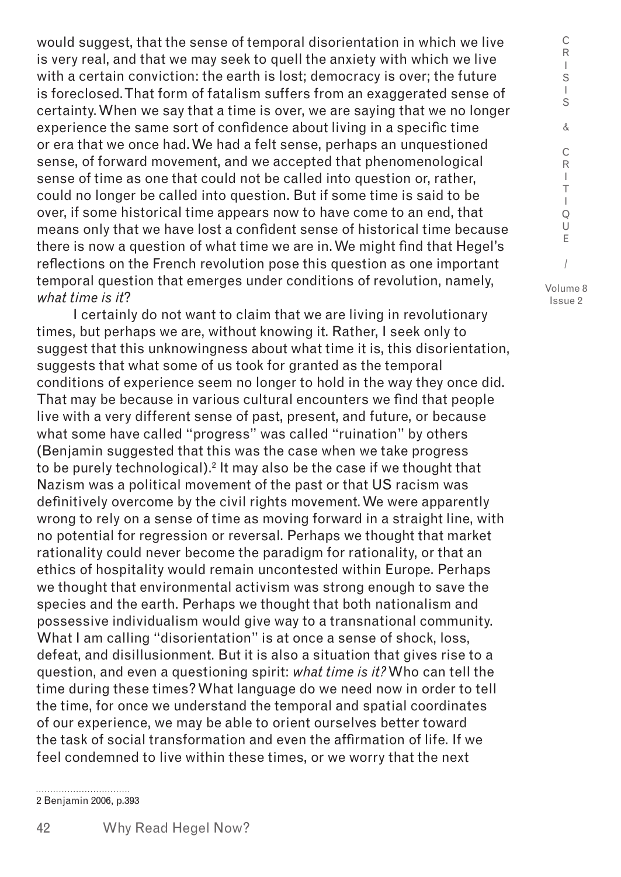would suggest, that the sense of temporal disorientation in which we live is very real, and that we may seek to quell the anxiety with which we live with a certain conviction: the earth is lost; democracy is over; the future is foreclosed. That form of fatalism suffers from an exaggerated sense of certainty. When we say that a time is over, we are saying that we no longer experience the same sort of confidence about living in a specific time or era that we once had. We had a felt sense, perhaps an unquestioned sense, of forward movement, and we accepted that phenomenological sense of time as one that could not be called into question or, rather, could no longer be called into question. But if some time is said to be over, if some historical time appears now to have come to an end, that means only that we have lost a confident sense of historical time because there is now a question of what time we are in. We might find that Hegel's reflections on the French revolution pose this question as one important temporal question that emerges under conditions of revolution, namely, *what time is it*?

I certainly do not want to claim that we are living in revolutionary times, but perhaps we are, without knowing it. Rather, I seek only to suggest that this unknowingness about what time it is, this disorientation, suggests that what some of us took for granted as the temporal conditions of experience seem no longer to hold in the way they once did. That may be because in various cultural encounters we find that people live with a very different sense of past, present, and future, or because what some have called "progress" was called "ruination" by others (Benjamin suggested that this was the case when we take progress to be purely technological).[2] It may also be the case if we thought that Nazism was a political movement of the past or that US racism was definitively overcome by the civil rights movement. We were apparently wrong to rely on a sense of time as moving forward in a straight line, with no potential for regression or reversal. Perhaps we thought that market rationality could never become the paradigm for rationality, or that an ethics of hospitality would remain uncontested within Europe. Perhaps we thought that environmental activism was strong enough to save the species and the earth. Perhaps we thought that both nationalism and possessive individualism would give way to a transnational community. What I am calling "disorientation" is at once a sense of shock, loss, defeat, and disillusionment. But it is also a situation that gives rise to a question, and even a questioning spirit: *what time is it?* Who can tell the time during these times? What language do we need now in order to tell the time, for once we understand the temporal and spatial coordinates of our experience, we may be able to orient ourselves better toward the task of social transformation and even the affirmation of life. If we feel condemned to live within these times, or we worry that the next

2 Benjamin 2006, p.393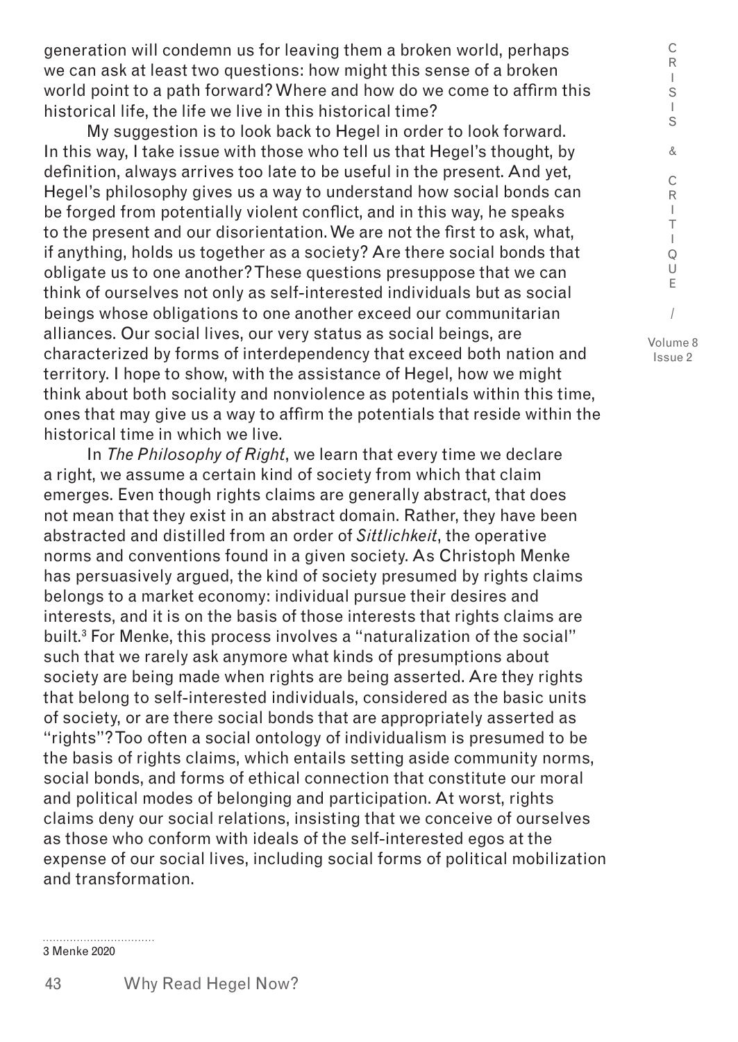generation will condemn us for leaving them a broken world, perhaps we can ask at least two questions: how might this sense of a broken world point to a path forward? Where and how do we come to affirm this historical life, the life we live in this historical time?

My suggestion is to look back to Hegel in order to look forward. In this way, I take issue with those who tell us that Hegel's thought, by definition, always arrives too late to be useful in the present. And yet, Hegel's philosophy gives us a way to understand how social bonds can be forged from potentially violent conflict, and in this way, he speaks to the present and our disorientation. We are not the first to ask, what, if anything, holds us together as a society? Are there social bonds that obligate us to one another? These questions presuppose that we can think of ourselves not only as self-interested individuals but as social beings whose obligations to one another exceed our communitarian alliances. Our social lives, our very status as social beings, are characterized by forms of interdependency that exceed both nation and territory. I hope to show, with the assistance of Hegel, how we might think about both sociality and nonviolence as potentials within this time, ones that may give us a way to affirm the potentials that reside within the historical time in which we live.

In *The Philosophy of Right*, we learn that every time we declare a right, we assume a certain kind of society from which that claim emerges. Even though rights claims are generally abstract, that does not mean that they exist in an abstract domain. Rather, they have been abstracted and distilled from an order of *Sittlichkeit*, the operative norms and conventions found in a given society. As Christoph Menke has persuasively argued, the kind of society presumed by rights claims belongs to a market economy: individual pursue their desires and interests, and it is on the basis of those interests that rights claims are built.[3] For Menke, this process involves a "naturalization of the social" such that we rarely ask anymore what kinds of presumptions about society are being made when rights are being asserted. Are they rights that belong to self-interested individuals, considered as the basic units of society, or are there social bonds that are appropriately asserted as "rights"? Too often a social ontology of individualism is presumed to be the basis of rights claims, which entails setting aside community norms, social bonds, and forms of ethical connection that constitute our moral and political modes of belonging and participation. At worst, rights claims deny our social relations, insisting that we conceive of ourselves as those who conform with ideals of the self-interested egos at the expense of our social lives, including social forms of political mobilization and transformation.

3 Menke 2020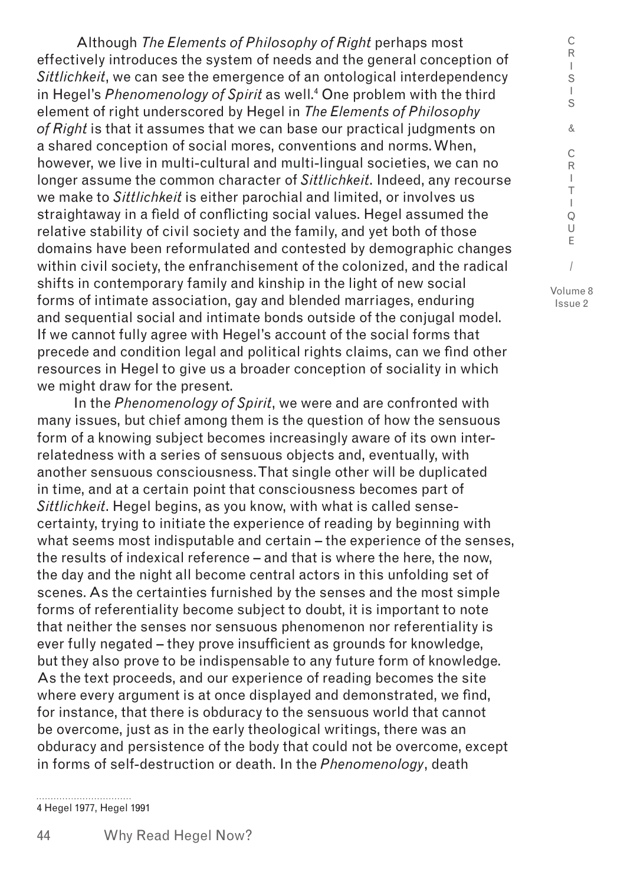Although *The Elements of Philosophy of Right* perhaps most effectively introduces the system of needs and the general conception of *Sittlichkeit*, we can see the emergence of an ontological interdependency in Hegel's *Phenomenology of Spirit* as well.[4] One problem with the third element of right underscored by Hegel in *The Elements of Philosophy of Right* is that it assumes that we can base our practical judgments on a shared conception of social mores, conventions and norms. When, however, we live in multi-cultural and multi-lingual societies, we can no longer assume the common character of *Sittlichkeit*. Indeed, any recourse we make to *Sittlichkeit* is either parochial and limited, or involves us straightaway in a field of conflicting social values. Hegel assumed the relative stability of civil society and the family, and yet both of those domains have been reformulated and contested by demographic changes within civil society, the enfranchisement of the colonized, and the radical shifts in contemporary family and kinship in the light of new social forms of intimate association, gay and blended marriages, enduring and sequential social and intimate bonds outside of the conjugal model. If we cannot fully agree with Hegel's account of the social forms that precede and condition legal and political rights claims, can we find other resources in Hegel to give us a broader conception of sociality in which we might draw for the present.

In the *Phenomenology of Spirit*, we were and are confronted with many issues, but chief among them is the question of how the sensuous form of a knowing subject becomes increasingly aware of its own inter-relatedness with a series of sensuous objects and, eventually, with another sensuous consciousness. That single other will be duplicated in time, and at a certain point that consciousness becomes part of *Sittlichkeit*. Hegel begins, as you know, with what is called sense-certainty, trying to initiate the experience of reading by beginning with what seems most indisputable and certain – the experience of the senses, the results of indexical reference – and that is where the here, the now, the day and the night all become central actors in this unfolding set of scenes. As the certainties furnished by the senses and the most simple forms of referentiality become subject to doubt, it is important to note that neither the senses nor sensuous phenomenon nor referentiality is ever fully negated – they prove insufficient as grounds for knowledge, but they also prove to be indispensable to any future form of knowledge. As the text proceeds, and our experience of reading becomes the site where every argument is at once displayed and demonstrated, we find, for instance, that there is obduracy to the sensuous world that cannot be overcome, just as in the early theological writings, there was an obduracy and persistence of the body that could not be overcome, except in forms of self-destruction or death. In the *Phenomenology*, death

4 Hegel 1977, Hegel 1991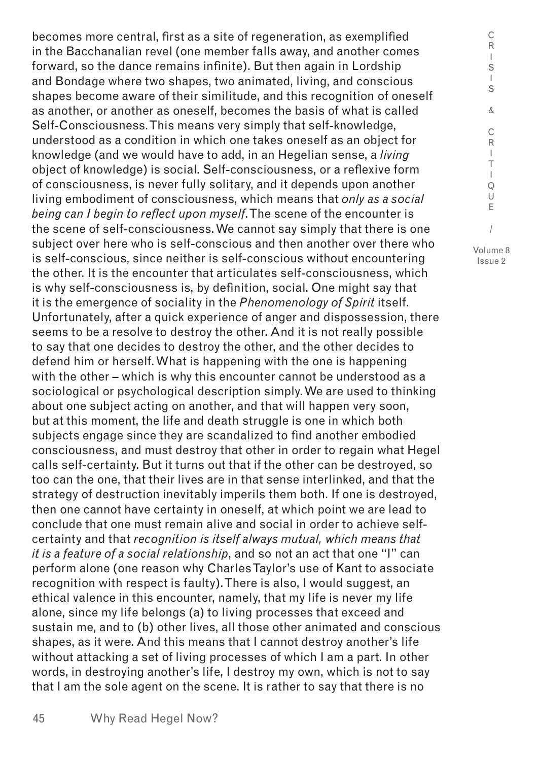becomes more central, first as a site of regeneration, as exemplified in the Bacchanalian revel (one member falls away, and another comes forward, so the dance remains infinite). But then again in Lordship and Bondage where two shapes, two animated, living, and conscious shapes become aware of their similitude, and this recognition of oneself as another, or another as oneself, becomes the basis of what is called Self-Consciousness. This means very simply that self-knowledge, understood as a condition in which one takes oneself as an object for knowledge (and we would have to add, in an Hegelian sense, a *living* object of knowledge) is social. Self-consciousness, or a reflexive form of consciousness, is never fully solitary, and it depends upon another living embodiment of consciousness, which means that *only as a social being can I begin to reflect upon myself*. The scene of the encounter is the scene of self-consciousness. We cannot say simply that there is one subject over here who is self-conscious and then another over there who is self-conscious, since neither is self-conscious without encountering the other. It is the encounter that articulates self-consciousness, which is why self-consciousness is, by definition, social. One might say that it is the emergence of sociality in the *Phenomenology of Spirit* itself. Unfortunately, after a quick experience of anger and dispossession, there seems to be a resolve to destroy the other. And it is not really possible to say that one decides to destroy the other, and the other decides to defend him or herself. What is happening with the one is happening with the other – which is why this encounter cannot be understood as a sociological or psychological description simply. We are used to thinking about one subject acting on another, and that will happen very soon, but at this moment, the life and death struggle is one in which both subjects engage since they are scandalized to find another embodied consciousness, and must destroy that other in order to regain what Hegel calls self-certainty. But it turns out that if the other can be destroyed, so too can the one, that their lives are in that sense interlinked, and that the strategy of destruction inevitably imperils them both. If one is destroyed, then one cannot have certainty in oneself, at which point we are lead to conclude that one must remain alive and social in order to achieve self-certainty and that *recognition is itself always mutual, which means that it is a feature of a social relationship*, and so not an act that one "I" can perform alone (one reason why Charles Taylor's use of Kant to associate recognition with respect is faulty). There is also, I would suggest, an ethical valence in this encounter, namely, that my life is never my life alone, since my life belongs (a) to living processes that exceed and sustain me, and to (b) other lives, all those other animated and conscious shapes, as it were. And this means that I cannot destroy another's life without attacking a set of living processes of which I am a part. In other words, in destroying another's life, I destroy my own, which is not to say that I am the sole agent on the scene. It is rather to say that there is no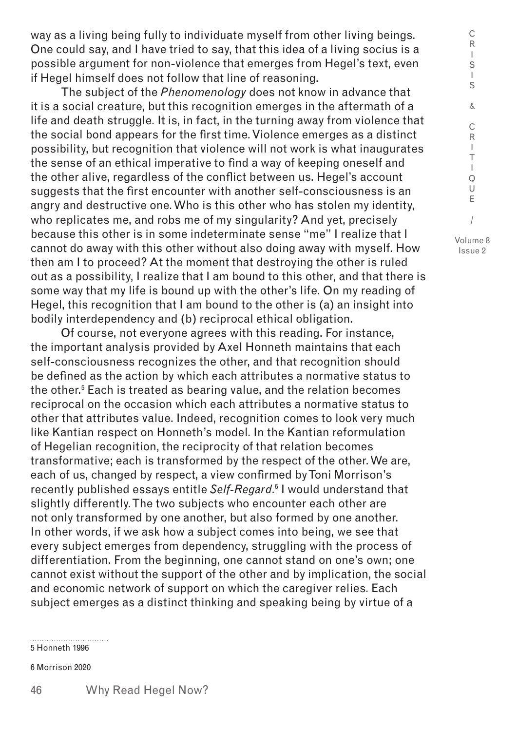way as a living being fully to individuate myself from other living beings. One could say, and I have tried to say, that this idea of a living socius is a possible argument for non-violence that emerges from Hegel's text, even if Hegel himself does not follow that line of reasoning.

The subject of the *Phenomenology* does not know in advance that it is a social creature, but this recognition emerges in the aftermath of a life and death struggle. It is, in fact, in the turning away from violence that the social bond appears for the first time. Violence emerges as a distinct possibility, but recognition that violence will not work is what inaugurates the sense of an ethical imperative to find a way of keeping oneself and the other alive, regardless of the conflict between us. Hegel's account suggests that the first encounter with another self-consciousness is an angry and destructive one. Who is this other who has stolen my identity, who replicates me, and robs me of my singularity? And yet, precisely because this other is in some indeterminate sense "me" I realize that I cannot do away with this other without also doing away with myself. How then am I to proceed? At the moment that destroying the other is ruled out as a possibility, I realize that I am bound to this other, and that there is some way that my life is bound up with the other's life. On my reading of Hegel, this recognition that I am bound to the other is (a) an insight into bodily interdependency and (b) reciprocal ethical obligation.

Of course, not everyone agrees with this reading. For instance, the important analysis provided by Axel Honneth maintains that each self-consciousness recognizes the other, and that recognition should be defined as the action by which each attributes a normative status to the other.[5] Each is treated as bearing value, and the relation becomes reciprocal on the occasion which each attributes a normative status to other that attributes value. Indeed, recognition comes to look very much like Kantian respect on Honneth's model. In the Kantian reformulation of Hegelian recognition, the reciprocity of that relation becomes transformative; each is transformed by the respect of the other. We are, each of us, changed by respect, a view confirmed by Toni Morrison's recently published essays entitle *Self-Regard*.[6] I would understand that slightly differently. The two subjects who encounter each other are not only transformed by one another, but also formed by one another. In other words, if we ask how a subject comes into being, we see that every subject emerges from dependency, struggling with the process of differentiation. From the beginning, one cannot stand on one's own; one cannot exist without the support of the other and by implication, the social and economic network of support on which the caregiver relies. Each subject emerges as a distinct thinking and speaking being by virtue of a

5 Honneth 1996

6 Morrison 2020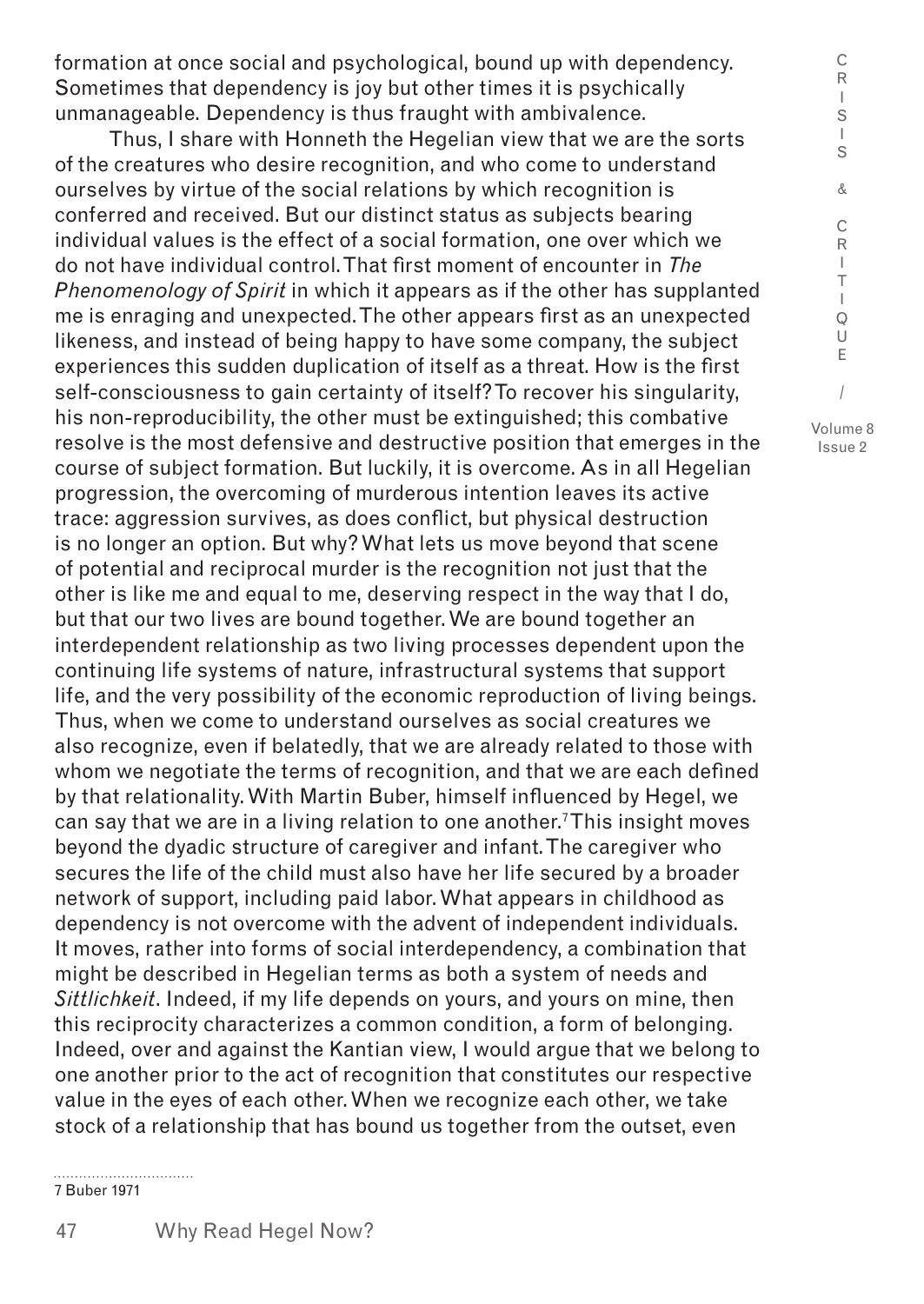formation at once social and psychological, bound up with dependency. Sometimes that dependency is joy but other times it is psychically unmanageable. Dependency is thus fraught with ambivalence.

Thus, I share with Honneth the Hegelian view that we are the sorts of the creatures who desire recognition, and who come to understand ourselves by virtue of the social relations by which recognition is conferred and received. But our distinct status as subjects bearing individual values is the effect of a social formation, one over which we do not have individual control. That first moment of encounter in *The Phenomenology of Spirit* in which it appears as if the other has supplanted me is enraging and unexpected. The other appears first as an unexpected likeness, and instead of being happy to have some company, the subject experiences this sudden duplication of itself as a threat. How is the first self-consciousness to gain certainty of itself? To recover his singularity, his non-reproducibility, the other must be extinguished; this combative resolve is the most defensive and destructive position that emerges in the course of subject formation. But luckily, it is overcome. As in all Hegelian progression, the overcoming of murderous intention leaves its active trace: aggression survives, as does conflict, but physical destruction is no longer an option. But why? What lets us move beyond that scene of potential and reciprocal murder is the recognition not just that the other is like me and equal to me, deserving respect in the way that I do, but that our two lives are bound together. We are bound together an interdependent relationship as two living processes dependent upon the continuing life systems of nature, infrastructural systems that support life, and the very possibility of the economic reproduction of living beings. Thus, when we come to understand ourselves as social creatures we also recognize, even if belatedly, that we are already related to those with whom we negotiate the terms of recognition, and that we are each defined by that relationality. With Martin Buber, himself influenced by Hegel, we can say that we are in a living relation to one another.[7] This insight moves beyond the dyadic structure of caregiver and infant. The caregiver who secures the life of the child must also have her life secured by a broader network of support, including paid labor. What appears in childhood as dependency is not overcome with the advent of independent individuals. It moves, rather into forms of social interdependency, a combination that might be described in Hegelian terms as both a system of needs and *Sittlichkeit*. Indeed, if my life depends on yours, and yours on mine, then this reciprocity characterizes a common condition, a form of belonging. Indeed, over and against the Kantian view, I would argue that we belong to one another prior to the act of recognition that constitutes our respective value in the eyes of each other. When we recognize each other, we take stock of a relationship that has bound us together from the outset, even

7 Buber 1971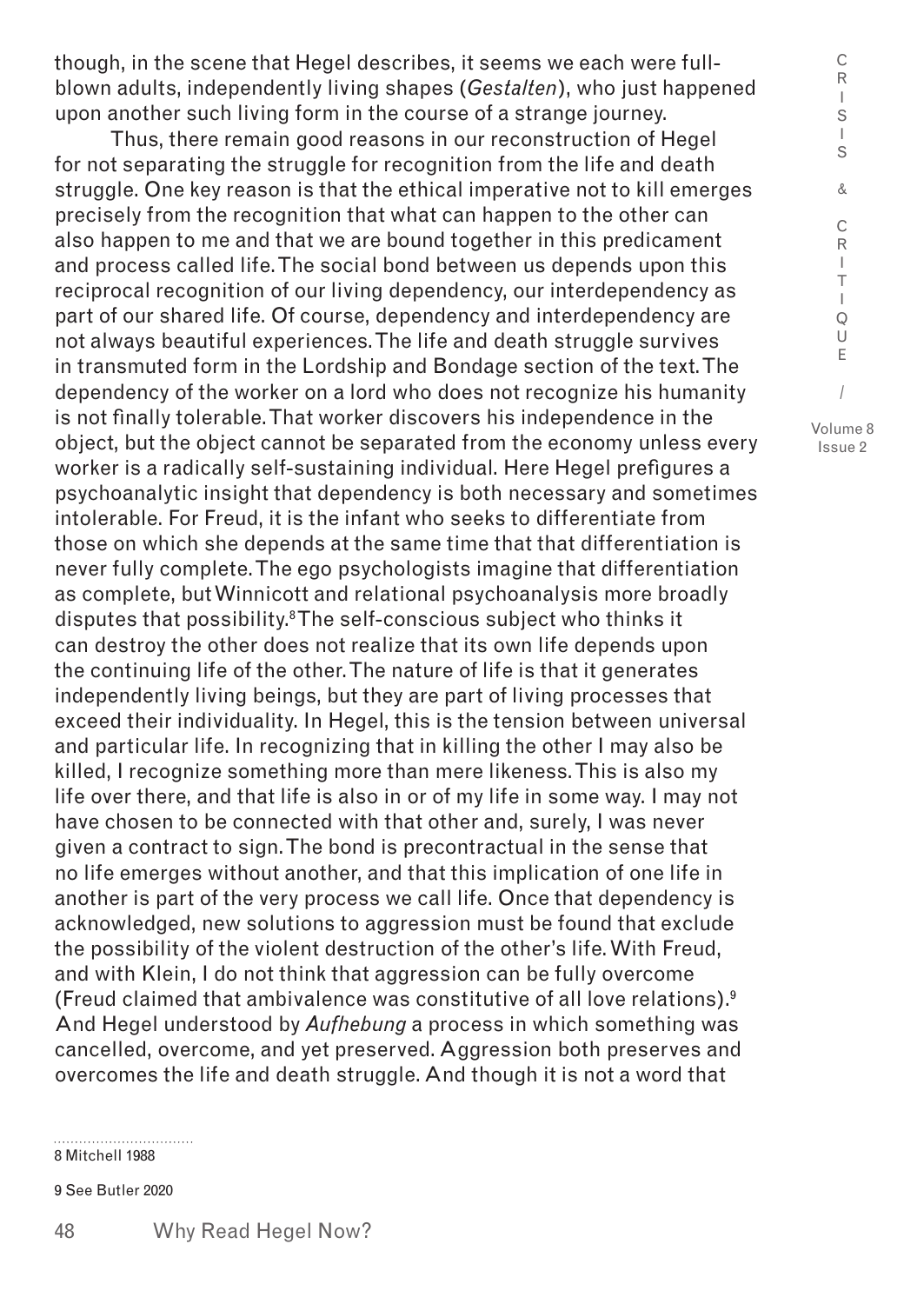though, in the scene that Hegel describes, it seems we each were full-blown adults, independently living shapes (*Gestalten*), who just happened upon another such living form in the course of a strange journey.

Thus, there remain good reasons in our reconstruction of Hegel for not separating the struggle for recognition from the life and death struggle. One key reason is that the ethical imperative not to kill emerges precisely from the recognition that what can happen to the other can also happen to me and that we are bound together in this predicament and process called life. The social bond between us depends upon this reciprocal recognition of our living dependency, our interdependency as part of our shared life. Of course, dependency and interdependency are not always beautiful experiences. The life and death struggle survives in transmuted form in the Lordship and Bondage section of the text. The dependency of the worker on a lord who does not recognize his humanity is not finally tolerable. That worker discovers his independence in the object, but the object cannot be separated from the economy unless every worker is a radically self-sustaining individual. Here Hegel prefigures a psychoanalytic insight that dependency is both necessary and sometimes intolerable. For Freud, it is the infant who seeks to differentiate from those on which she depends at the same time that that differentiation is never fully complete. The ego psychologists imagine that differentiation as complete, but Winnicott and relational psychoanalysis more broadly disputes that possibility.[8] The self-conscious subject who thinks it can destroy the other does not realize that its own life depends upon the continuing life of the other. The nature of life is that it generates independently living beings, but they are part of living processes that exceed their individuality. In Hegel, this is the tension between universal and particular life. In recognizing that in killing the other I may also be killed, I recognize something more than mere likeness. This is also my life over there, and that life is also in or of my life in some way. I may not have chosen to be connected with that other and, surely, I was never given a contract to sign. The bond is precontractual in the sense that no life emerges without another, and that this implication of one life in another is part of the very process we call life. Once that dependency is acknowledged, new solutions to aggression must be found that exclude the possibility of the violent destruction of the other's life. With Freud, and with Klein, I do not think that aggression can be fully overcome (Freud claimed that ambivalence was constitutive of all love relations).[9] And Hegel understood by *Aufhebung* a process in which something was cancelled, overcome, and yet preserved. Aggression both preserves and overcomes the life and death struggle. And though it is not a word that

8 Mitchell 1988

9 See Butler 2020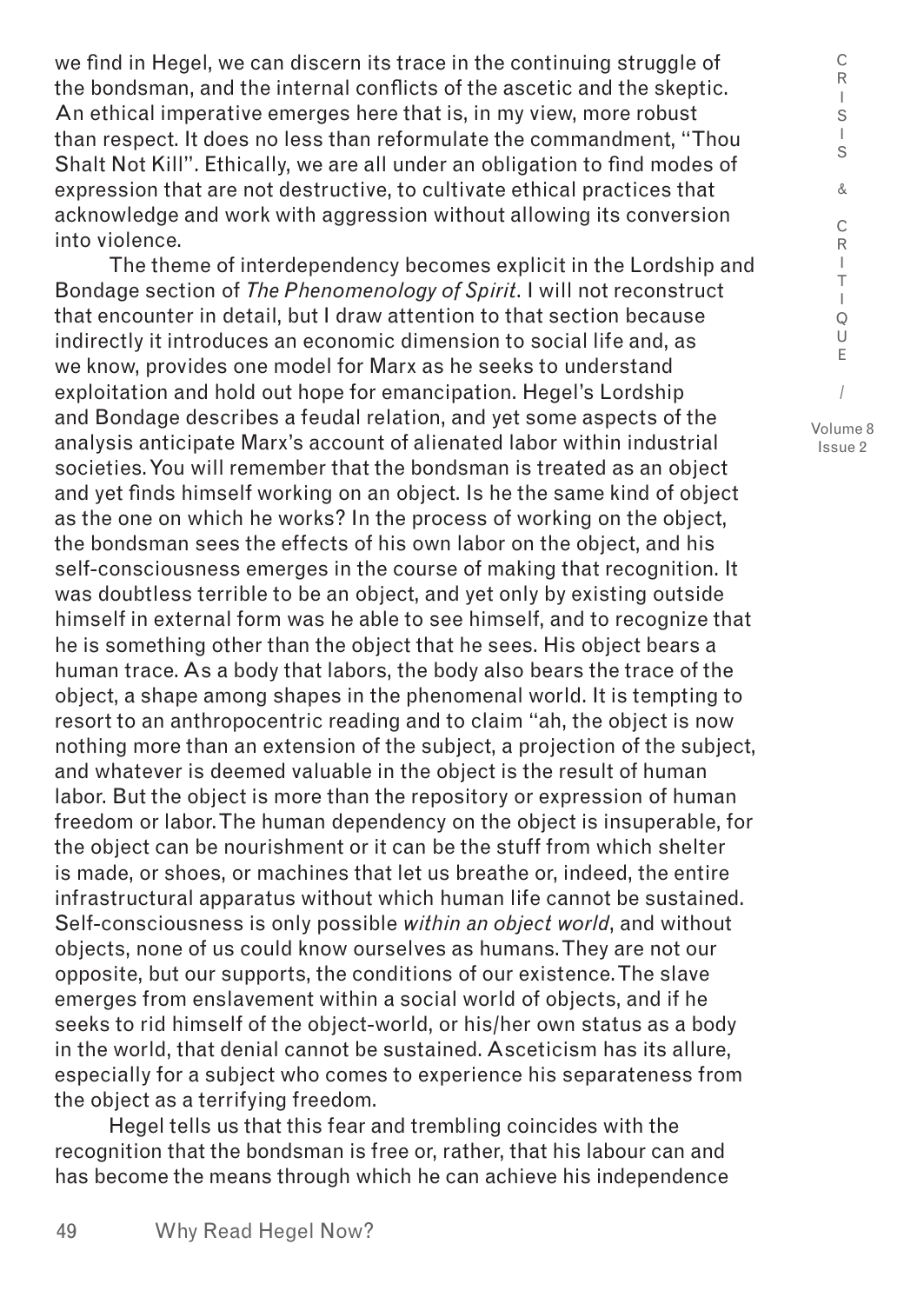we find in Hegel, we can discern its trace in the continuing struggle of the bondsman, and the internal conflicts of the ascetic and the skeptic. An ethical imperative emerges here that is, in my view, more robust than respect. It does no less than reformulate the commandment, "Thou Shalt Not Kill". Ethically, we are all under an obligation to find modes of expression that are not destructive, to cultivate ethical practices that acknowledge and work with aggression without allowing its conversion into violence.

The theme of interdependency becomes explicit in the Lordship and Bondage section of *The Phenomenology of Spirit*. I will not reconstruct that encounter in detail, but I draw attention to that section because indirectly it introduces an economic dimension to social life and, as we know, provides one model for Marx as he seeks to understand exploitation and hold out hope for emancipation. Hegel's Lordship and Bondage describes a feudal relation, and yet some aspects of the analysis anticipate Marx's account of alienated labor within industrial societies. You will remember that the bondsman is treated as an object and yet finds himself working on an object. Is he the same kind of object as the one on which he works? In the process of working on the object, the bondsman sees the effects of his own labor on the object, and his self-consciousness emerges in the course of making that recognition. It was doubtless terrible to be an object, and yet only by existing outside himself in external form was he able to see himself, and to recognize that he is something other than the object that he sees. His object bears a human trace. As a body that labors, the body also bears the trace of the object, a shape among shapes in the phenomenal world. It is tempting to resort to an anthropocentric reading and to claim "ah, the object is now nothing more than an extension of the subject, a projection of the subject, and whatever is deemed valuable in the object is the result of human labor. But the object is more than the repository or expression of human freedom or labor. The human dependency on the object is insuperable, for the object can be nourishment or it can be the stuff from which shelter is made, or shoes, or machines that let us breathe or, indeed, the entire infrastructural apparatus without which human life cannot be sustained. Self-consciousness is only possible *within an object world*, and without objects, none of us could know ourselves as humans. They are not our opposite, but our supports, the conditions of our existence. The slave emerges from enslavement within a social world of objects, and if he seeks to rid himself of the object-world, or his/her own status as a body in the world, that denial cannot be sustained. Asceticism has its allure, especially for a subject who comes to experience his separateness from the object as a terrifying freedom.

Hegel tells us that this fear and trembling coincides with the recognition that the bondsman is free or, rather, that his labour can and has become the means through which he can achieve his independence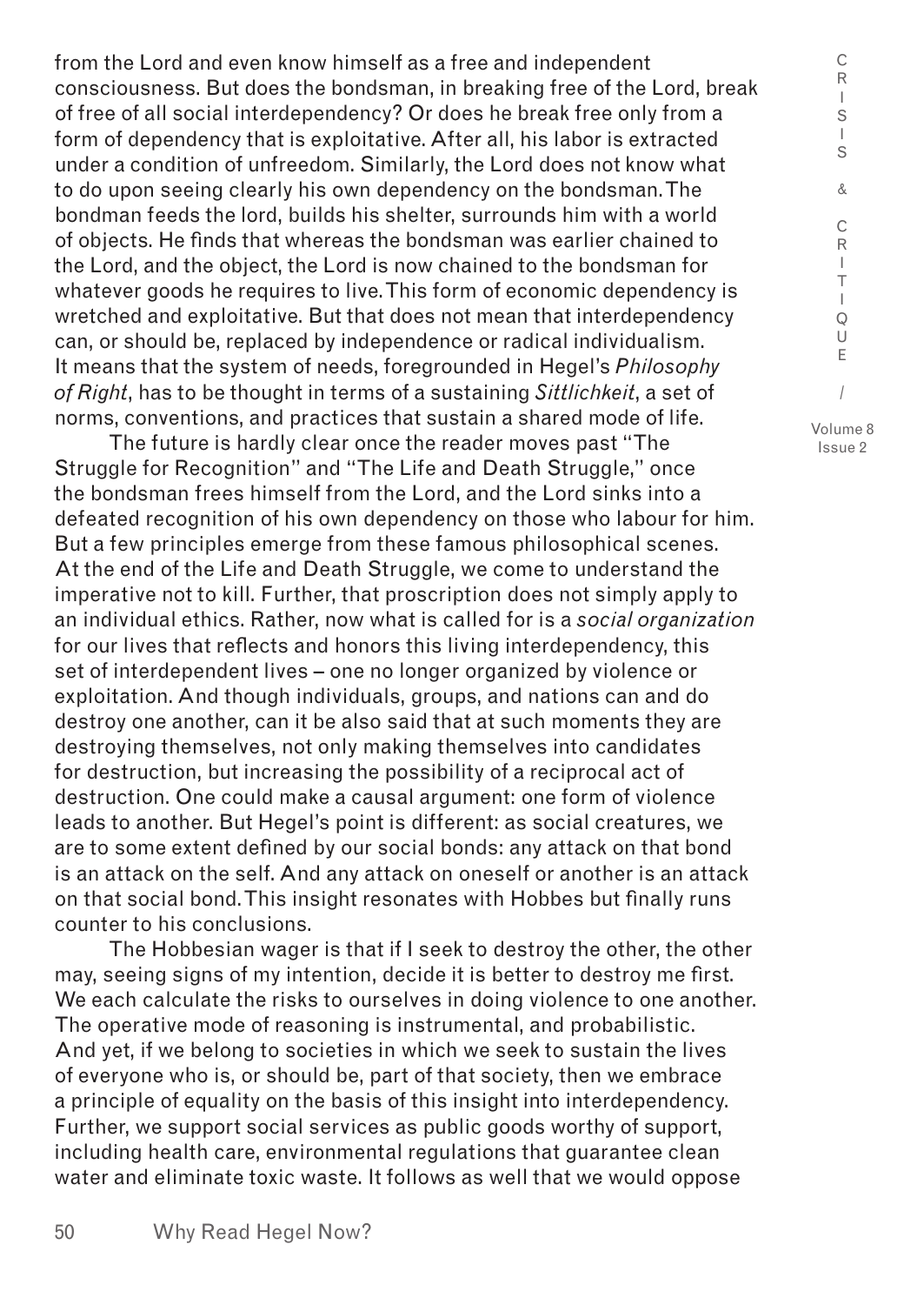from the Lord and even know himself as a free and independent consciousness. But does the bondsman, in breaking free of the Lord, break of free of all social interdependency? Or does he break free only from a form of dependency that is exploitative. After all, his labor is extracted under a condition of unfreedom. Similarly, the Lord does not know what to do upon seeing clearly his own dependency on the bondsman. The bondman feeds the lord, builds his shelter, surrounds him with a world of objects. He finds that whereas the bondsman was earlier chained to the Lord, and the object, the Lord is now chained to the bondsman for whatever goods he requires to live. This form of economic dependency is wretched and exploitative. But that does not mean that interdependency can, or should be, replaced by independence or radical individualism. It means that the system of needs, foregrounded in Hegel's *Philosophy of Right*, has to be thought in terms of a sustaining *Sittlichkeit*, a set of norms, conventions, and practices that sustain a shared mode of life.

The future is hardly clear once the reader moves past "The Struggle for Recognition" and "The Life and Death Struggle," once the bondsman frees himself from the Lord, and the Lord sinks into a defeated recognition of his own dependency on those who labour for him. But a few principles emerge from these famous philosophical scenes. At the end of the Life and Death Struggle, we come to understand the imperative not to kill. Further, that proscription does not simply apply to an individual ethics. Rather, now what is called for is a *social organization* for our lives that reflects and honors this living interdependency, this set of interdependent lives – one no longer organized by violence or exploitation. And though individuals, groups, and nations can and do destroy one another, can it be also said that at such moments they are destroying themselves, not only making themselves into candidates for destruction, but increasing the possibility of a reciprocal act of destruction. One could make a causal argument: one form of violence leads to another. But Hegel's point is different: as social creatures, we are to some extent defined by our social bonds: any attack on that bond is an attack on the self. And any attack on oneself or another is an attack on that social bond. This insight resonates with Hobbes but finally runs counter to his conclusions.

The Hobbesian wager is that if I seek to destroy the other, the other may, seeing signs of my intention, decide it is better to destroy me first. We each calculate the risks to ourselves in doing violence to one another. The operative mode of reasoning is instrumental, and probabilistic. And yet, if we belong to societies in which we seek to sustain the lives of everyone who is, or should be, part of that society, then we embrace a principle of equality on the basis of this insight into interdependency. Further, we support social services as public goods worthy of support, including health care, environmental regulations that guarantee clean water and eliminate toxic waste. It follows as well that we would oppose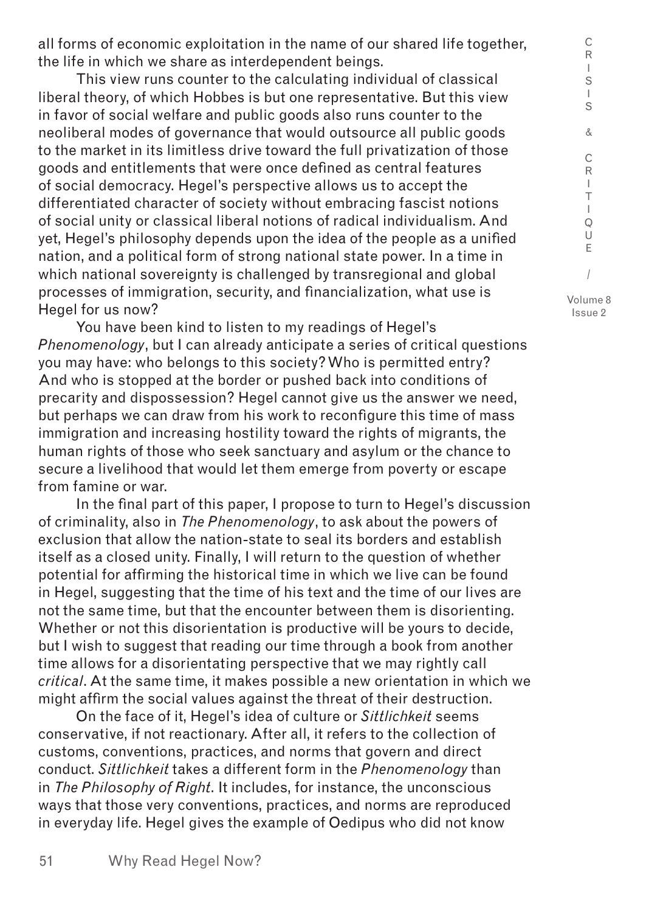all forms of economic exploitation in the name of our shared life together, the life in which we share as interdependent beings.

This view runs counter to the calculating individual of classical liberal theory, of which Hobbes is but one representative. But this view in favor of social welfare and public goods also runs counter to the neoliberal modes of governance that would outsource all public goods to the market in its limitless drive toward the full privatization of those goods and entitlements that were once defined as central features of social democracy. Hegel's perspective allows us to accept the differentiated character of society without embracing fascist notions of social unity or classical liberal notions of radical individualism. And yet, Hegel's philosophy depends upon the idea of the people as a unified nation, and a political form of strong national state power. In a time in which national sovereignty is challenged by transregional and global processes of immigration, security, and financialization, what use is Hegel for us now?

You have been kind to listen to my readings of Hegel's *Phenomenology*, but I can already anticipate a series of critical questions you may have: who belongs to this society? Who is permitted entry? And who is stopped at the border or pushed back into conditions of precarity and dispossession? Hegel cannot give us the answer we need, but perhaps we can draw from his work to reconfigure this time of mass immigration and increasing hostility toward the rights of migrants, the human rights of those who seek sanctuary and asylum or the chance to secure a livelihood that would let them emerge from poverty or escape from famine or war.

In the final part of this paper, I propose to turn to Hegel's discussion of criminality, also in *The Phenomenology*, to ask about the powers of exclusion that allow the nation-state to seal its borders and establish itself as a closed unity. Finally, I will return to the question of whether potential for affirming the historical time in which we live can be found in Hegel, suggesting that the time of his text and the time of our lives are not the same time, but that the encounter between them is disorienting. Whether or not this disorientation is productive will be yours to decide, but I wish to suggest that reading our time through a book from another time allows for a disorientating perspective that we may rightly call *critical*. At the same time, it makes possible a new orientation in which we might affirm the social values against the threat of their destruction.

On the face of it, Hegel's idea of culture or *Sittlichkeit* seems conservative, if not reactionary. After all, it refers to the collection of customs, conventions, practices, and norms that govern and direct conduct. *Sittlichkeit* takes a different form in the *Phenomenology* than in *The Philosophy of Right*. It includes, for instance, the unconscious ways that those very conventions, practices, and norms are reproduced in everyday life. Hegel gives the example of Oedipus who did not know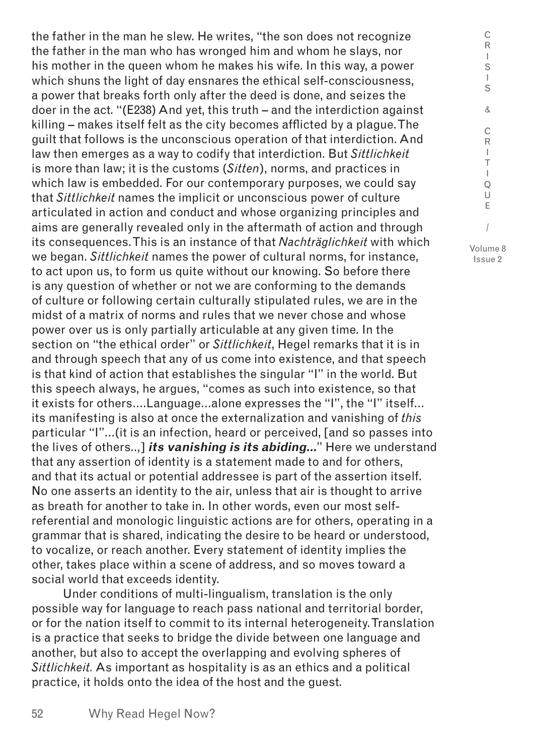the father in the man he slew. He writes, "the son does not recognize the father in the man who has wronged him and whom he slays, nor his mother in the queen whom he makes his wife. In this way, a power which shuns the light of day ensnares the ethical self-consciousness, a power that breaks forth only after the deed is done, and seizes the doer in the act. "(E238) And yet, this truth – and the interdiction against killing – makes itself felt as the city becomes afflicted by a plague. The guilt that follows is the unconscious operation of that interdiction. And law then emerges as a way to codify that interdiction. But *Sittlichkeit* is more than law; it is the customs (*Sitten*), norms, and practices in which law is embedded. For our contemporary purposes, we could say that *Sittlichkeit* names the implicit or unconscious power of culture articulated in action and conduct and whose organizing principles and aims are generally revealed only in the aftermath of action and through its consequences. This is an instance of that *Nachträglichkeit* with which we began. *Sittlichkeit* names the power of cultural norms, for instance, to act upon us, to form us quite without our knowing. So before there is any question of whether or not we are conforming to the demands of culture or following certain culturally stipulated rules, we are in the midst of a matrix of norms and rules that we never chose and whose power over us is only partially articulable at any given time. In the section on "the ethical order" or *Sittlichkeit*, Hegel remarks that it is in and through speech that any of us come into existence, and that speech is that kind of action that establishes the singular "I" in the world. But this speech always, he argues, "comes as such into existence, so that it exists for others....Language...alone expresses the "I", the "I" itself... its manifesting is also at once the externalization and vanishing of *this* particular "I"...(it is an infection, heard or perceived, [and so passes into the lives of others..,] ***its vanishing is its abiding...***" Here we understand that any assertion of identity is a statement made to and for others, and that its actual or potential addressee is part of the assertion itself. No one asserts an identity to the air, unless that air is thought to arrive as breath for another to take in. In other words, even our most self-referential and monologic linguistic actions are for others, operating in a grammar that is shared, indicating the desire to be heard or understood, to vocalize, or reach another. Every statement of identity implies the other, takes place within a scene of address, and so moves toward a social world that exceeds identity.

Under conditions of multi-lingualism, translation is the only possible way for language to reach pass national and territorial border, or for the nation itself to commit to its internal heterogeneity. Translation is a practice that seeks to bridge the divide between one language and another, but also to accept the overlapping and evolving spheres of *Sittlichkeit.* As important as hospitality is as an ethics and a political practice, it holds onto the idea of the host and the guest.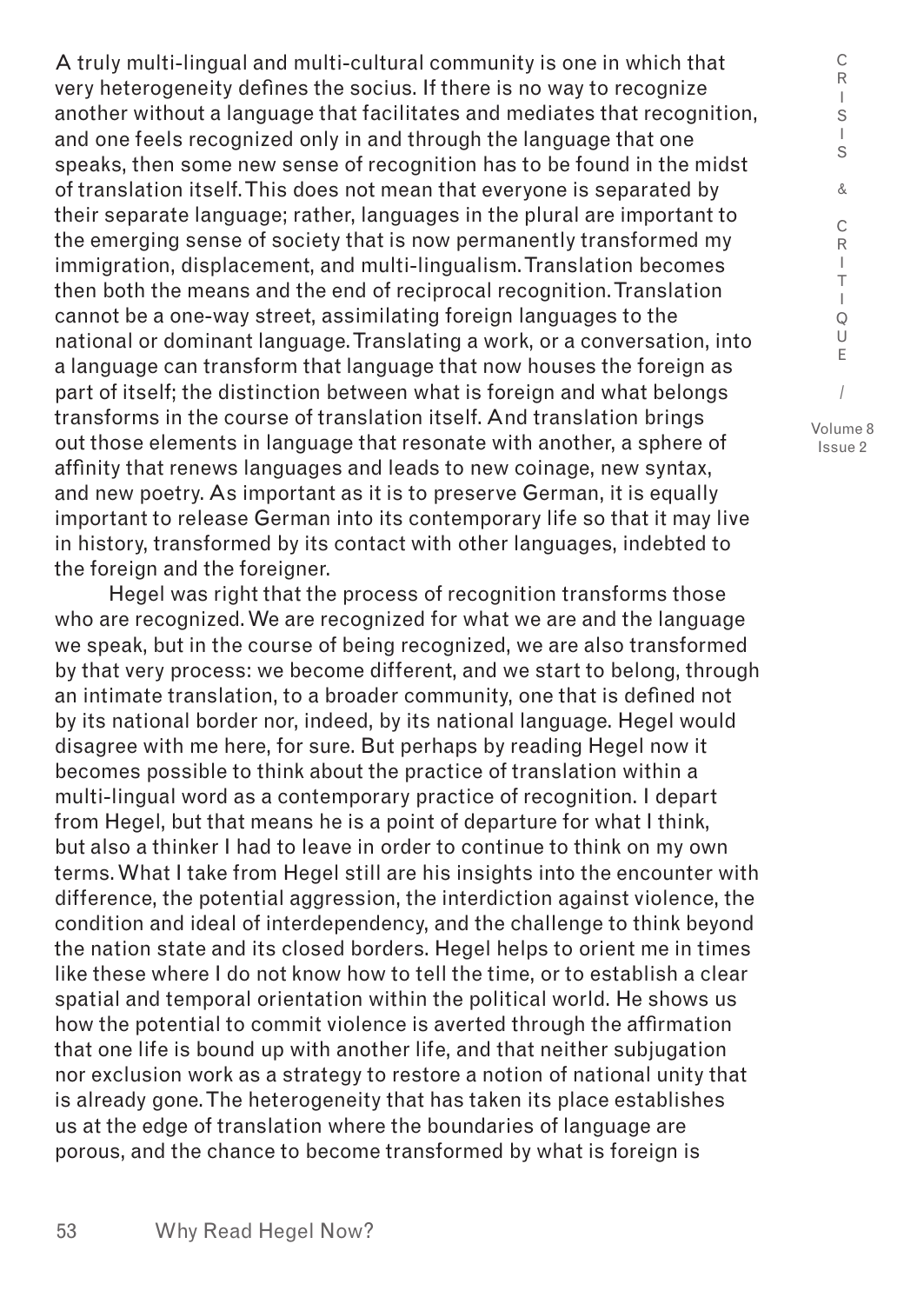A truly multi-lingual and multi-cultural community is one in which that very heterogeneity defines the socius. If there is no way to recognize another without a language that facilitates and mediates that recognition, and one feels recognized only in and through the language that one speaks, then some new sense of recognition has to be found in the midst of translation itself. This does not mean that everyone is separated by their separate language; rather, languages in the plural are important to the emerging sense of society that is now permanently transformed my immigration, displacement, and multi-lingualism. Translation becomes then both the means and the end of reciprocal recognition. Translation cannot be a one-way street, assimilating foreign languages to the national or dominant language. Translating a work, or a conversation, into a language can transform that language that now houses the foreign as part of itself; the distinction between what is foreign and what belongs transforms in the course of translation itself. And translation brings out those elements in language that resonate with another, a sphere of affinity that renews languages and leads to new coinage, new syntax, and new poetry. As important as it is to preserve German, it is equally important to release German into its contemporary life so that it may live in history, transformed by its contact with other languages, indebted to the foreign and the foreigner.

Hegel was right that the process of recognition transforms those who are recognized. We are recognized for what we are and the language we speak, but in the course of being recognized, we are also transformed by that very process: we become different, and we start to belong, through an intimate translation, to a broader community, one that is defined not by its national border nor, indeed, by its national language. Hegel would disagree with me here, for sure. But perhaps by reading Hegel now it becomes possible to think about the practice of translation within a multi-lingual word as a contemporary practice of recognition. I depart from Hegel, but that means he is a point of departure for what I think, but also a thinker I had to leave in order to continue to think on my own terms. What I take from Hegel still are his insights into the encounter with difference, the potential aggression, the interdiction against violence, the condition and ideal of interdependency, and the challenge to think beyond the nation state and its closed borders. Hegel helps to orient me in times like these where I do not know how to tell the time, or to establish a clear spatial and temporal orientation within the political world. He shows us how the potential to commit violence is averted through the affirmation that one life is bound up with another life, and that neither subjugation nor exclusion work as a strategy to restore a notion of national unity that is already gone. The heterogeneity that has taken its place establishes us at the edge of translation where the boundaries of language are porous, and the chance to become transformed by what is foreign is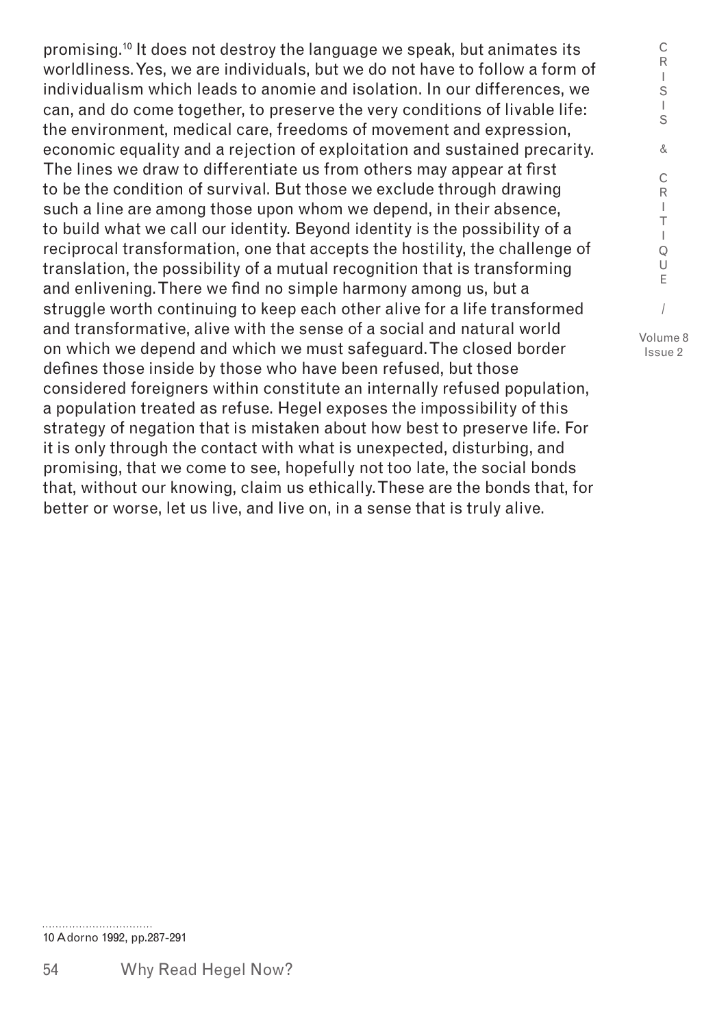promising.[10] It does not destroy the language we speak, but animates its worldliness. Yes, we are individuals, but we do not have to follow a form of individualism which leads to anomie and isolation. In our differences, we can, and do come together, to preserve the very conditions of livable life: the environment, medical care, freedoms of movement and expression, economic equality and a rejection of exploitation and sustained precarity. The lines we draw to differentiate us from others may appear at first to be the condition of survival. But those we exclude through drawing such a line are among those upon whom we depend, in their absence, to build what we call our identity. Beyond identity is the possibility of a reciprocal transformation, one that accepts the hostility, the challenge of translation, the possibility of a mutual recognition that is transforming and enlivening. There we find no simple harmony among us, but a struggle worth continuing to keep each other alive for a life transformed and transformative, alive with the sense of a social and natural world on which we depend and which we must safeguard. The closed border defines those inside by those who have been refused, but those considered foreigners within constitute an internally refused population, a population treated as refuse. Hegel exposes the impossibility of this strategy of negation that is mistaken about how best to preserve life. For it is only through the contact with what is unexpected, disturbing, and promising, that we come to see, hopefully not too late, the social bonds that, without our knowing, claim us ethically. These are the bonds that, for better or worse, let us live, and live on, in a sense that is truly alive.

10 Adorno 1992, pp.287-291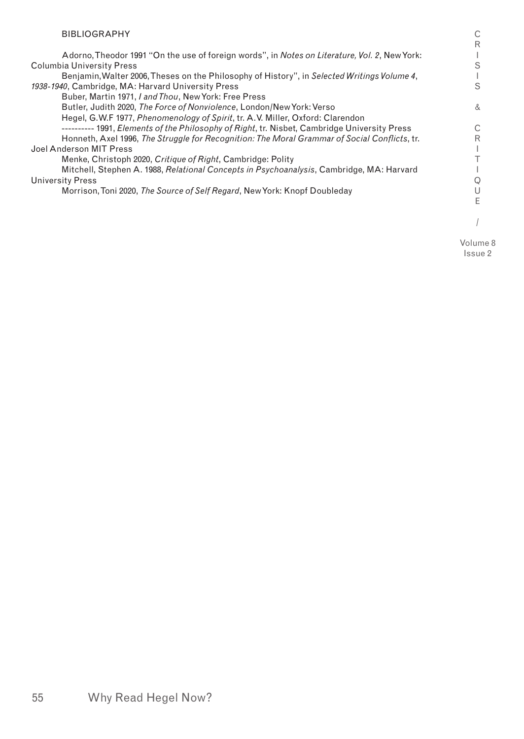## BIBLIOGRAPHY

Adorno, Theodor 1991 "On the use of foreign words", in *Notes on Literature, Vol. 2*, New York: Columbia University Press

Benjamin, Walter 2006, Theses on the Philosophy of History", in *Selected Writings Volume 4, 1938-1940*, Cambridge, MA: Harvard University Press

Buber, Martin 1971, *I and Thou*, New York: Free Press

Butler, Judith 2020, *The Force of Nonviolence*, London/New York: Verso

Hegel, G.W.F 1977, *Phenomenology of Spirit*, tr. A.V. Miller, Oxford: Clarendon

---------- 1991, *Elements of the Philosophy of Right*, tr. Nisbet, Cambridge University Press

Honneth, Axel 1996, *The Struggle for Recognition: The Moral Grammar of Social Conflicts*, tr. Joel Anderson MIT Press

Menke, Christoph 2020, *Critique of Right*, Cambridge: Polity

Mitchell, Stephen A. 1988, *Relational Concepts in Psychoanalysis*, Cambridge, MA: Harvard University Press

Morrison, Toni 2020, *The Source of Self Regard*, New York: Knopf Doubleday